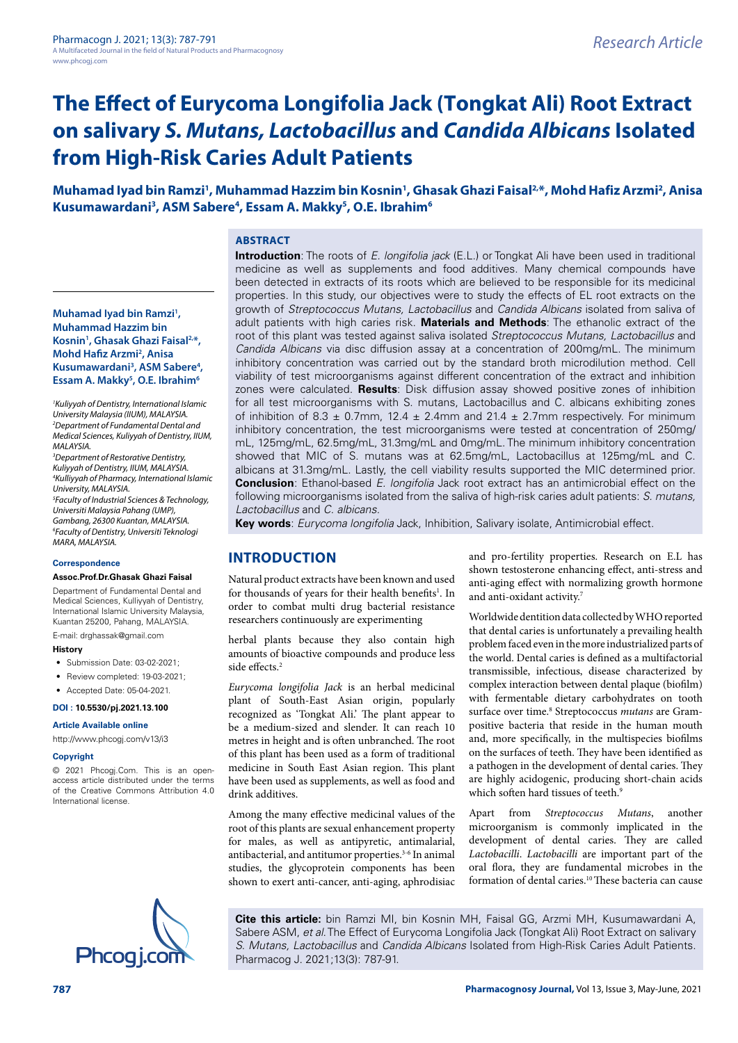Research Article

# The Effect of Eurycoma Longifolia Jack (Tongkat Ali) Root Extract on salivary *S. Mutans, Lactobacillus* and *Candida Albicans* Isolated from High-Risk Caries Adult Patients

**Muhamad Iyad bin Ramzi[1], Muhammad Hazzim bin Kosnin[1], Ghasak Ghazi Faisal[2,*], Mohd Hafiz Arzmi[2], Anisa Kusumawardani[3], ASM Sabere[4], Essam A. Makky[5], O.E. Ibrahim[6]**

[1]Kuliyyah of Dentistry, International Islamic University Malaysia (IIUM), MALAYSIA.
[2]Department of Fundamental Dental and Medical Sciences, Kuliyyah of Dentistry, IIUM, MALAYSIA.
[3]Department of Restorative Dentistry, Kuliyyah of Dentistry, IIUM, MALAYSIA.
[4]Kulliyyah of Pharmacy, International Islamic University, MALAYSIA.
[5]Faculty of Industrial Sciences & Technology, Universiti Malaysia Pahang (UMP), Gambang, 26300 Kuantan, MALAYSIA.
[6]Faculty of Dentistry, Universiti Teknologi MARA, MALAYSIA.

**Correspondence**

**Assoc.Prof.Dr.Ghasak Ghazi Faisal**

Department of Fundamental Dental and Medical Sciences, Kulliyyah of Dentistry, International Islamic University Malaysia, Kuantan 25200, Pahang, MALAYSIA.

E-mail: drghassak@gmail.com

**History**

- Submission Date: 03-02-2021;
- Review completed: 19-03-2021;
- Accepted Date: 05-04-2021.

**DOI : 10.5530/pj.2021.13.100**

**Article Available online**

http://www.phcogj.com/v13/i3

**Copyright**

© 2021 Phcogj.Com. This is an open-access article distributed under the terms of the Creative Commons Attribution 4.0 International license.

## ABSTRACT

**Introduction**: The roots of *E. longifolia jack* (E.L.) or Tongkat Ali have been used in traditional medicine as well as supplements and food additives. Many chemical compounds have been detected in extracts of its roots which are believed to be responsible for its medicinal properties. In this study, our objectives were to study the effects of EL root extracts on the growth of *Streptococcus Mutans, Lactobacillus* and *Candida Albicans* isolated from saliva of adult patients with high caries risk. **Materials and Methods**: The ethanolic extract of the root of this plant was tested against saliva isolated *Streptococcus Mutans, Lactobacillus* and *Candida Albicans* via disc diffusion assay at a concentration of 200mg/mL. The minimum inhibitory concentration was carried out by the standard broth microdilution method. Cell viability of test microorganisms against different concentration of the extract and inhibition zones were calculated. **Results**: Disk diffusion assay showed positive zones of inhibition for all test microorganisms with S. mutans, Lactobacillus and C. albicans exhibiting zones of inhibition of 8.3 ± 0.7mm, 12.4 ± 2.4mm and 21.4 ± 2.7mm respectively. For minimum inhibitory concentration, the test microorganisms were tested at concentration of 250mg/mL, 125mg/mL, 62.5mg/mL, 31.3mg/mL and 0mg/mL. The minimum inhibitory concentration showed that MIC of S. mutans was at 62.5mg/mL, Lactobacillus at 125mg/mL and C. albicans at 31.3mg/mL. Lastly, the cell viability results supported the MIC determined prior. **Conclusion**: Ethanol-based *E. longifolia* Jack root extract has an antimicrobial effect on the following microorganisms isolated from the saliva of high-risk caries adult patients: *S. mutans, Lactobacillus* and *C. albicans*.

**Key words**: *Eurycoma longifolia* Jack, Inhibition, Salivary isolate, Antimicrobial effect.

## INTRODUCTION

Natural product extracts have been known and used for thousands of years for their health benefits[1]. In order to combat multi drug bacterial resistance researchers continuously are experimenting

herbal plants because they also contain high amounts of bioactive compounds and produce less side effects.[2]

*Eurycoma longifolia Jack* is an herbal medicinal plant of South-East Asian origin, popularly recognized as 'Tongkat Ali.' The plant appear to be a medium-sized and slender. It can reach 10 metres in height and is often unbranched. The root of this plant has been used as a form of traditional medicine in South East Asian region. This plant have been used as supplements, as well as food and drink additives.

Among the many effective medicinal values of the root of this plants are sexual enhancement property for males, as well as antipyretic, antimalarial, antibacterial, and antitumor properties.[3-6] In animal studies, the glycoprotein components has been shown to exert anti-cancer, anti-aging, aphrodisiac and pro-fertility properties. Research on E.L has shown testosterone enhancing effect, anti-stress and anti-aging effect with normalizing growth hormone and anti-oxidant activity.[7]

Worldwide dentition data collected by WHO reported that dental caries is unfortunately a prevailing health problem faced even in the more industrialized parts of the world. Dental caries is defined as a multifactorial transmissible, infectious, disease characterized by complex interaction between dental plaque (biofilm) with fermentable dietary carbohydrates on tooth surface over time.[8] Streptococcus *mutans* are Gram-positive bacteria that reside in the human mouth and, more specifically, in the multispecies biofilms on the surfaces of teeth. They have been identified as a pathogen in the development of dental caries. They are highly acidogenic, producing short-chain acids which soften hard tissues of teeth.[9]

Apart from *Streptococcus Mutans*, another microorganism is commonly implicated in the development of dental caries. They are called *Lactobacilli*. *Lactobacilli* are important part of the oral flora, they are fundamental microbes in the formation of dental caries.[10] These bacteria can cause

**Cite this article:** bin Ramzi MI, bin Kosnin MH, Faisal GG, Arzmi MH, Kusumawardani A, Sabere ASM, *et al.* The Effect of Eurycoma Longifolia Jack (Tongkat Ali) Root Extract on salivary *S. Mutans, Lactobacillus* and *Candida Albicans* Isolated from High-Risk Caries Adult Patients. Pharmacog J. 2021;13(3): 787-91.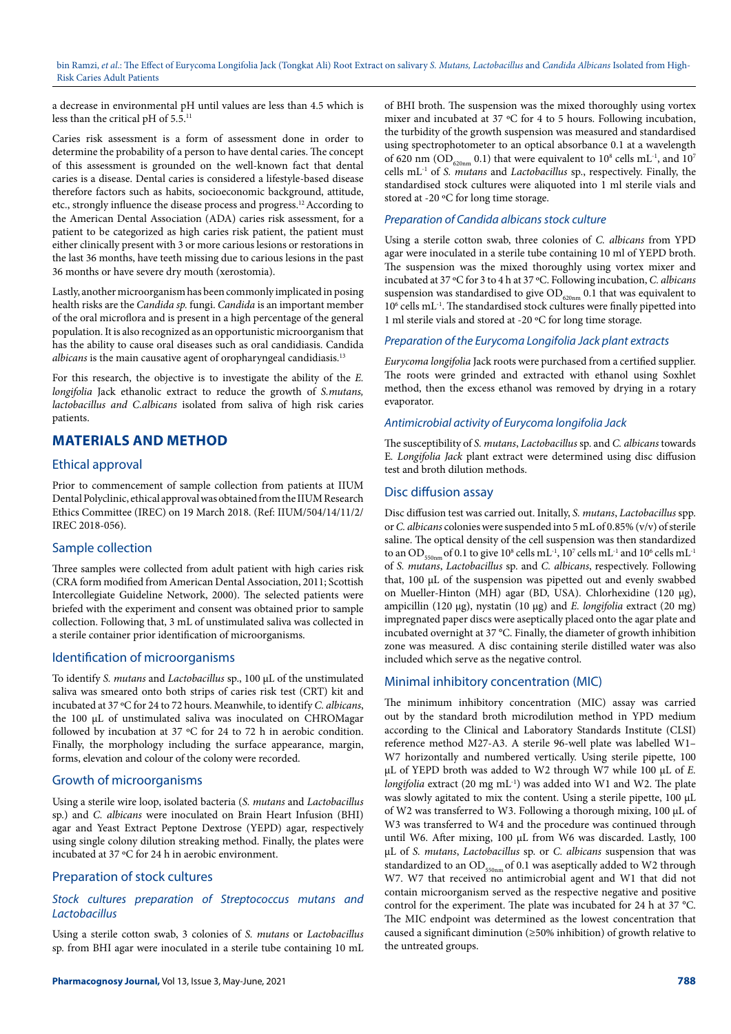a decrease in environmental pH until values are less than 4.5 which is less than the critical pH of 5.5.[11]

Caries risk assessment is a form of assessment done in order to determine the probability of a person to have dental caries. The concept of this assessment is grounded on the well-known fact that dental caries is a disease. Dental caries is considered a lifestyle-based disease therefore factors such as habits, socioeconomic background, attitude, etc., strongly influence the disease process and progress.[12] According to the American Dental Association (ADA) caries risk assessment, for a patient to be categorized as high caries risk patient, the patient must either clinically present with 3 or more carious lesions or restorations in the last 36 months, have teeth missing due to carious lesions in the past 36 months or have severe dry mouth (xerostomia).

Lastly, another microorganism has been commonly implicated in posing health risks are the *Candida sp.* fungi. *Candida* is an important member of the oral microflora and is present in a high percentage of the general population. It is also recognized as an opportunistic microorganism that has the ability to cause oral diseases such as oral candidiasis. Candida *albicans* is the main causative agent of oropharyngeal candidiasis.[13]

For this research, the objective is to investigate the ability of the *E. longifolia* Jack ethanolic extract to reduce the growth of *S.mutans, lactobacillus and C.albicans* isolated from saliva of high risk caries patients.

## MATERIALS AND METHOD

### Ethical approval

Prior to commencement of sample collection from patients at IIUM Dental Polyclinic, ethical approval was obtained from the IIUM Research Ethics Committee (IREC) on 19 March 2018. (Ref: IIUM/504/14/11/2/IREC 2018-056).

### Sample collection

Three samples were collected from adult patient with high caries risk (CRA form modified from American Dental Association, 2011; Scottish Intercollegiate Guideline Network, 2000). The selected patients were briefed with the experiment and consent was obtained prior to sample collection. Following that, 3 mL of unstimulated saliva was collected in a sterile container prior identification of microorganisms.

### Identification of microorganisms

To identify *S. mutans* and *Lactobacillus* sp., 100 μL of the unstimulated saliva was smeared onto both strips of caries risk test (CRT) kit and incubated at 37 ºC for 24 to 72 hours. Meanwhile, to identify *C. albicans*, the 100 μL of unstimulated saliva was inoculated on CHROMagar followed by incubation at 37 ºC for 24 to 72 h in aerobic condition. Finally, the morphology including the surface appearance, margin, forms, elevation and colour of the colony were recorded.

### Growth of microorganisms

Using a sterile wire loop, isolated bacteria (*S. mutans* and *Lactobacillus* sp.) and *C. albicans* were inoculated on Brain Heart Infusion (BHI) agar and Yeast Extract Peptone Dextrose (YEPD) agar, respectively using single colony dilution streaking method. Finally, the plates were incubated at 37 ºC for 24 h in aerobic environment.

### Preparation of stock cultures

#### *Stock cultures preparation of Streptococcus mutans and Lactobacillus*

Using a sterile cotton swab, 3 colonies of *S. mutans* or *Lactobacillus* sp. from BHI agar were inoculated in a sterile tube containing 10 mL of BHI broth. The suspension was the mixed thoroughly using vortex mixer and incubated at 37 ºC for 4 to 5 hours. Following incubation, the turbidity of the growth suspension was measured and standardised using spectrophotometer to an optical absorbance 0.1 at a wavelength of 620 nm ($OD_{620nm}$ 0.1) that were equivalent to $10^8$ cells $mL^{-1}$, and $10^7$ cells $mL^{-1}$ of *S. mutans* and *Lactobacillus* sp., respectively. Finally, the standardised stock cultures were aliquoted into 1 ml sterile vials and stored at -20 ºC for long time storage.

#### *Preparation of Candida albicans stock culture*

Using a sterile cotton swab, three colonies of *C. albicans* from YPD agar were inoculated in a sterile tube containing 10 ml of YEPD broth. The suspension was the mixed thoroughly using vortex mixer and incubated at 37 ºC for 3 to 4 h at 37 ºC. Following incubation, *C. albicans* suspension was standardised to give $OD_{620nm}$ 0.1 that was equivalent to $10^6$ cells $mL^{-1}$. The standardised stock cultures were finally pipetted into 1 ml sterile vials and stored at -20 ºC for long time storage.

#### *Preparation of the Eurycoma Longifolia Jack plant extracts*

*Eurycoma longifolia* Jack roots were purchased from a certified supplier. The roots were grinded and extracted with ethanol using Soxhlet method, then the excess ethanol was removed by drying in a rotary evaporator.

#### *Antimicrobial activity of Eurycoma longifolia Jack*

The susceptibility of *S. mutans*, *Lactobacillus* sp. and *C. albicans* towards E. *Longifolia Jack* plant extract were determined using disc diffusion test and broth dilution methods.

### Disc diffusion assay

Disc diffusion test was carried out. Initally, *S. mutans*, *Lactobacillus* spp. or *C. albicans* colonies were suspended into 5 mL of 0.85% (v/v) of sterile saline. The optical density of the cell suspension was then standardized to an $OD_{550nm}$ of 0.1 to give $10^8$ cells $mL^{-1}$, $10^7$ cells $mL^{-1}$ and $10^6$ cells $mL^{-1}$ of *S. mutans*, *Lactobacillus* sp. and *C. albicans*, respectively. Following that, 100 μL of the suspension was pipetted out and evenly swabbed on Mueller-Hinton (MH) agar (BD, USA). Chlorhexidine (120 μg), ampicillin (120 μg), nystatin (10 μg) and *E. longifolia* extract (20 mg) impregnated paper discs were aseptically placed onto the agar plate and incubated overnight at 37 °C. Finally, the diameter of growth inhibition zone was measured. A disc containing sterile distilled water was also included which serve as the negative control.

### Minimal inhibitory concentration (MIC)

The minimum inhibitory concentration (MIC) assay was carried out by the standard broth microdilution method in YPD medium according to the Clinical and Laboratory Standards Institute (CLSI) reference method M27-A3. A sterile 96-well plate was labelled W1–W7 horizontally and numbered vertically. Using sterile pipette, 100 μL of YEPD broth was added to W2 through W7 while 100 μL of *E. longifolia* extract (20 mg $mL^{-1}$) was added into W1 and W2. The plate was slowly agitated to mix the content. Using a sterile pipette, 100 μL of W2 was transferred to W3. Following a thorough mixing, 100 μL of W3 was transferred to W4 and the procedure was continued through until W6. After mixing, 100 μL from W6 was discarded. Lastly, 100 μL of *S. mutans*, *Lactobacillus* sp. or *C. albicans* suspension that was standardized to an $OD_{550nm}$ of 0.1 was aseptically added to W2 through W7. W7 that received no antimicrobial agent and W1 that did not contain microorganism served as the respective negative and positive control for the experiment. The plate was incubated for 24 h at 37 °C. The MIC endpoint was determined as the lowest concentration that caused a significant diminution (≥50% inhibition) of growth relative to the untreated groups.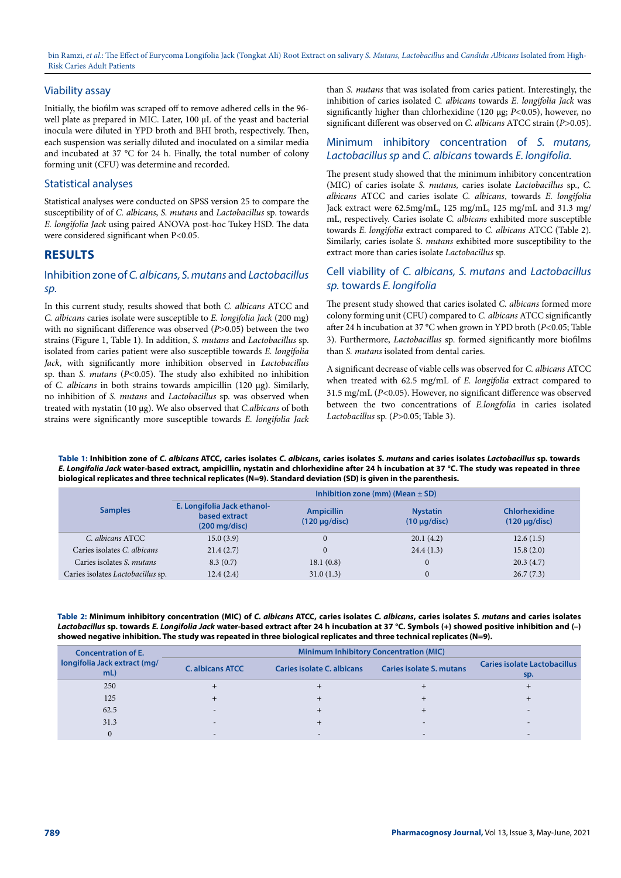## Viability assay

Initially, the biofilm was scraped off to remove adhered cells in the 96-well plate as prepared in MIC. Later, 100 µL of the yeast and bacterial inocula were diluted in YPD broth and BHI broth, respectively. Then, each suspension was serially diluted and inoculated on a similar media and incubated at 37 °C for 24 h. Finally, the total number of colony forming unit (CFU) was determine and recorded.

## Statistical analyses

Statistical analyses were conducted on SPSS version 25 to compare the susceptibility of of *C. albicans*, *S. mutans* and *Lactobacillus* sp. towards *E. longifolia Jack* using paired ANOVA post-hoc Tukey HSD. The data were considered significant when $P<0.05$.

# RESULTS

## Inhibition zone of *C. albicans, S. mutans* and *Lactobacillus sp.*

In this current study, results showed that both *C. albicans* ATCC and *C. albicans* caries isolate were susceptible to *E. longifolia Jack* (200 mg) with no significant difference was observed ($P>0.05$) between the two strains (Figure 1, Table 1). In addition, *S. mutans* and *Lactobacillus* sp. isolated from caries patient were also susceptible towards *E. longifolia Jack*, with significantly more inhibition observed in *Lactobacillus* sp. than *S. mutans* ($P<0.05$). The study also exhibited no inhibition of *C. albicans* in both strains towards ampicillin (120 µg). Similarly, no inhibition of *S. mutans* and *Lactobacillus* sp. was observed when treated with nystatin (10 µg). We also observed that *C.albicans* of both strains were significantly more susceptible towards *E. longifolia Jack* than *S. mutans* that was isolated from caries patient. Interestingly, the inhibition of caries isolated *C. albicans* towards *E. longifolia Jack* was significantly higher than chlorhexidine (120 µg; $P<0.05$), however, no significant different was observed on *C. albicans* ATCC strain ($P>0.05$).

## Minimum inhibitory concentration of *S. mutans, Lactobacillus sp* and *C. albicans* towards *E. longifolia.*

The present study showed that the minimum inhibitory concentration (MIC) of caries isolate *S. mutans,* caries isolate *Lactobacillus* sp., *C. albicans* ATCC and caries isolate *C. albicans*, towards *E. longifolia* Jack extract were 62.5mg/mL, 125 mg/mL, 125 mg/mL and 31.3 mg/mL, respectively. Caries isolate *C. albicans* exhibited more susceptible towards *E. longifolia* extract compared to *C. albicans* ATCC (Table 2). Similarly, caries isolate S. *mutans* exhibited more susceptibility to the extract more than caries isolate *Lactobacillus* sp.

## Cell viability of *C. albicans, S. mutans* and *Lactobacillus sp.* towards *E. longifolia*

The present study showed that caries isolated *C. albicans* formed more colony forming unit (CFU) compared to *C. albicans* ATCC significantly after 24 h incubation at 37 °C when grown in YPD broth ($P<0.05$; Table 3). Furthermore, *Lactobacillus* sp. formed significantly more biofilms than *S. mutans* isolated from dental caries.

A significant decrease of viable cells was observed for *C. albicans* ATCC when treated with 62.5 mg/mL of *E. longifolia* extract compared to 31.5 mg/mL ($P<0.05$). However, no significant difference was observed between the two concentrations of *E.longfolia* in caries isolated *Lactobacillus* sp. ($P>0.05$; Table 3).

**Table 1: Inhibition zone of *C. albicans* ATCC, caries isolates *C. albicans*, caries isolates *S. mutans* and caries isolates *Lactobacillus* sp. towards *E. Longifolia Jack* water-based extract, ampicillin, nystatin and chlorhexidine after 24 h incubation at 37 °C. The study was repeated in three biological replicates and three technical replicates (N=9). Standard deviation (SD) is given in the parenthesis.**

| Samples | Inhibition zone (mm) (Mean ± SD) | | | |
|---|---|---|---|---|
| | E. Longifolia Jack ethanol-based extract (200 mg/disc) | Ampicillin (120 µg/disc) | Nystatin (10 µg/disc) | Chlorhexidine (120 µg/disc) |
| *C. albicans* ATCC | 15.0 (3.9) | 0 | 20.1 (4.2) | 12.6 (1.5) |
| Caries isolates *C. albicans* | 21.4 (2.7) | 0 | 24.4 (1.3) | 15.8 (2.0) |
| Caries isolates *S. mutans* | 8.3 (0.7) | 18.1 (0.8) | 0 | 20.3 (4.7) |
| Caries isolates *Lactobacillus* sp. | 12.4 (2.4) | 31.0 (1.3) | 0 | 26.7 (7.3) |

**Table 2: Minimum inhibitory concentration (MIC) of *C. albicans* ATCC, caries isolates *C. albicans*, caries isolates *S. mutans* and caries isolates *Lactobacillus* sp. towards *E. Longifolia Jack* water-based extract after 24 h incubation at 37 °C. Symbols (+) showed positive inhibition and (–) showed negative inhibition. The study was repeated in three biological replicates and three technical replicates (N=9).**

| Concentration of E. longifolia Jack extract (mg/mL) | Minimum Inhibitory Concentration (MIC) | | | |
|---|---|---|---|---|
| | C. albicans ATCC | Caries isolate C. albicans | Caries isolate S. mutans | Caries isolate Lactobacillus sp. |
| 250 | + | + | + | + |
| 125 | + | + | + | + |
| 62.5 | - | + | + | - |
| 31.3 | - | + | - | - |
| 0 | - | - | - | - |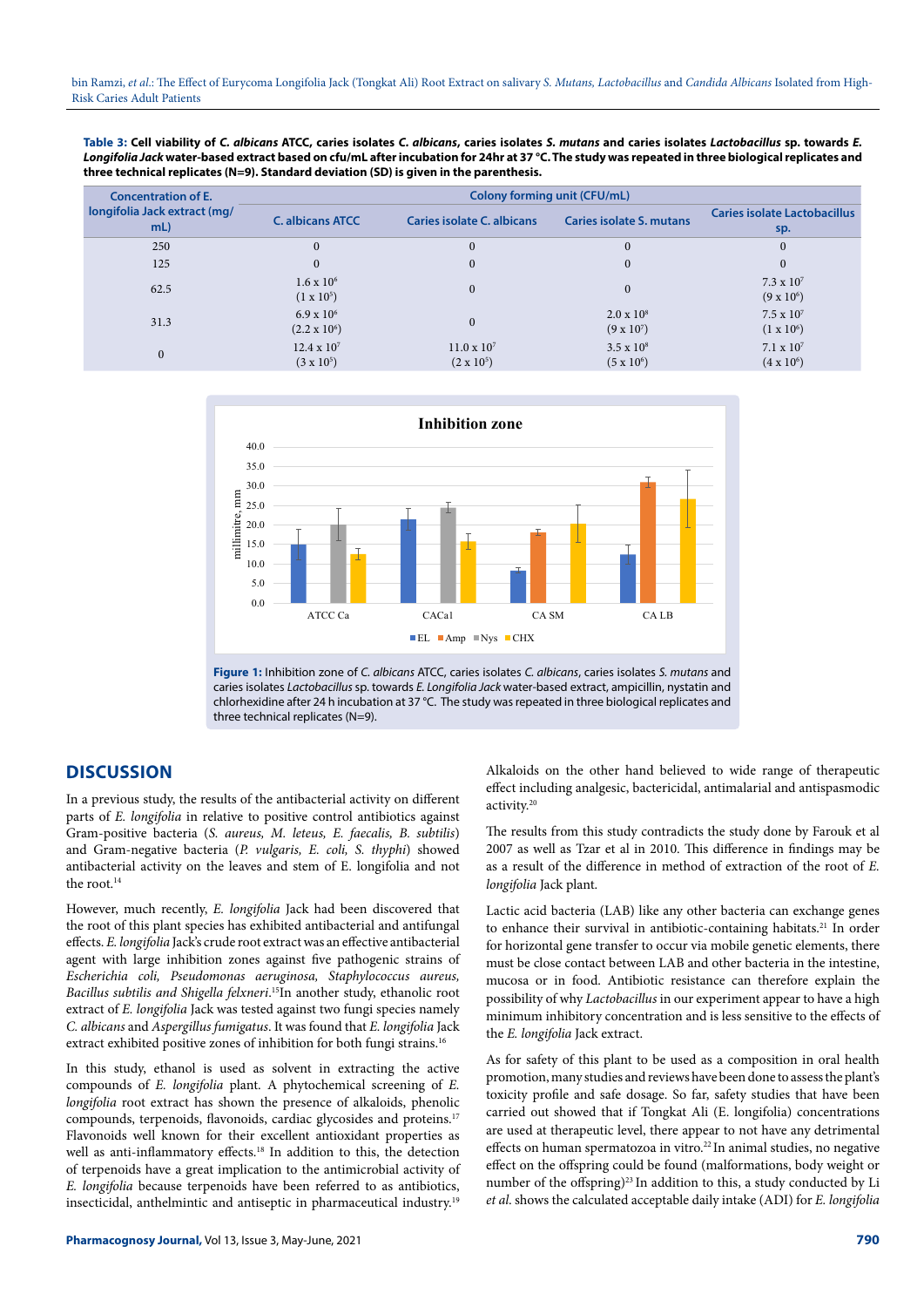**Table 3:** Cell viability of *C. albicans* ATCC, caries isolates *C. albicans*, caries isolates *S. mutans* and caries isolates *Lactobacillus* sp. towards *E. Longifolia Jack* water-based extract based on cfu/mL after incubation for 24hr at 37 °C. The study was repeated in three biological replicates and three technical replicates (N=9). Standard deviation (SD) is given in the parenthesis.

| Concentration of E. longifolia Jack extract (mg/mL) | Colony forming unit (CFU/mL) | | | |
|---|---|---|---|---|
| | C. albicans ATCC | Caries isolate C. albicans | Caries isolate S. mutans | Caries isolate Lactobacillus sp. |
| 250 | 0 | 0 | 0 | 0 |
| 125 | 0 | 0 | 0 | 0 |
| 62.5 | $1.6 \times 10^6$ ($1 \times 10^5$) | 0 | 0 | $7.3 \times 10^7$ ($9 \times 10^6$) |
| 31.3 | $6.9 \times 10^6$ ($2.2 \times 10^6$) | 0 | $2.0 \times 10^8$ ($9 \times 10^7$) | $7.5 \times 10^7$ ($1 \times 10^6$) |
| 0 | $12.4 \times 10^7$ ($3 \times 10^5$) | $11.0 \times 10^7$ ($2 \times 10^5$) | $3.5 \times 10^8$ ($5 \times 10^6$) | $7.1 \times 10^7$ ($4 \times 10^6$) |

**Figure 1:** Inhibition zone of *C. albicans* ATCC, caries isolates *C. albicans*, caries isolates *S. mutans* and caries isolates *Lactobacillus* sp. towards *E. Longifolia Jack* water-based extract, ampicillin, nystatin and chlorhexidine after 24 h incubation at 37 °C. The study was repeated in three biological replicates and three technical replicates (N=9).

## DISCUSSION

In a previous study, the results of the antibacterial activity on different parts of *E. longifolia* in relative to positive control antibiotics against Gram-positive bacteria (*S. aureus, M. leteus, E. faecalis, B. subtilis*) and Gram-negative bacteria (*P. vulgaris, E. coli, S. thyphi*) showed antibacterial activity on the leaves and stem of E. longifolia and not the root.[14]

However, much recently, *E. longifolia* Jack had been discovered that the root of this plant species has exhibited antibacterial and antifungal effects. *E. longifolia* Jack's crude root extract was an effective antibacterial agent with large inhibition zones against five pathogenic strains of *Escherichia coli, Pseudomonas aeruginosa, Staphylococcus aureus, Bacillus subtilis and Shigella felxneri*.[15]In another study, ethanolic root extract of *E. longifolia* Jack was tested against two fungi species namely *C. albicans* and *Aspergillus fumigatus*. It was found that *E. longifolia* Jack extract exhibited positive zones of inhibition for both fungi strains.[16]

In this study, ethanol is used as solvent in extracting the active compounds of *E. longifolia* plant. A phytochemical screening of *E. longifolia* root extract has shown the presence of alkaloids, phenolic compounds, terpenoids, flavonoids, cardiac glycosides and proteins.[17] Flavonoids well known for their excellent antioxidant properties as well as anti-inflammatory effects.[18] In addition to this, the detection of terpenoids have a great implication to the antimicrobial activity of *E. longifolia* because terpenoids have been referred to as antibiotics, insecticidal, anthelmintic and antiseptic in pharmaceutical industry.[19] Alkaloids on the other hand believed to wide range of therapeutic effect including analgesic, bactericidal, antimalarial and antispasmodic activity.[20]

The results from this study contradicts the study done by Farouk et al 2007 as well as Tzar et al in 2010. This difference in findings may be as a result of the difference in method of extraction of the root of *E. longifolia* Jack plant.

Lactic acid bacteria (LAB) like any other bacteria can exchange genes to enhance their survival in antibiotic-containing habitats.[21] In order for horizontal gene transfer to occur via mobile genetic elements, there must be close contact between LAB and other bacteria in the intestine, mucosa or in food. Antibiotic resistance can therefore explain the possibility of why *Lactobacillus* in our experiment appear to have a high minimum inhibitory concentration and is less sensitive to the effects of the *E. longifolia* Jack extract.

As for safety of this plant to be used as a composition in oral health promotion, many studies and reviews have been done to assess the plant's toxicity profile and safe dosage. So far, safety studies that have been carried out showed that if Tongkat Ali (E. longifolia) concentrations are used at therapeutic level, there appear to not have any detrimental effects on human spermatozoa in vitro.[22] In animal studies, no negative effect on the offspring could be found (malformations, body weight or number of the offspring)[23] In addition to this, a study conducted by Li *et al*. shows the calculated acceptable daily intake (ADI) for *E. longifolia*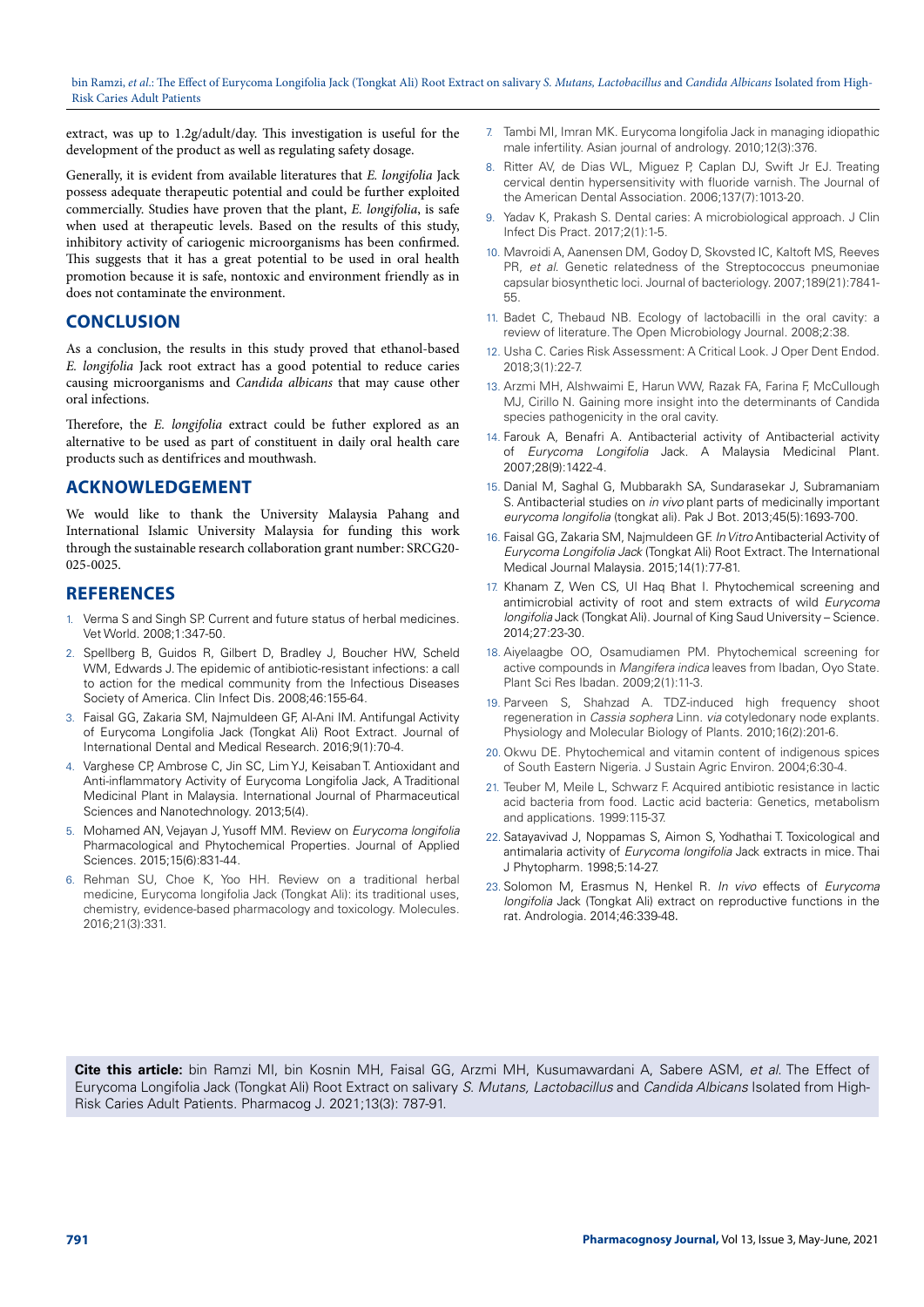extract, was up to 1.2g/adult/day. This investigation is useful for the development of the product as well as regulating safety dosage.

Generally, it is evident from available literatures that *E. longifolia* Jack possess adequate therapeutic potential and could be further exploited commercially. Studies have proven that the plant, *E. longifolia*, is safe when used at therapeutic levels. Based on the results of this study, inhibitory activity of cariogenic microorganisms has been confirmed. This suggests that it has a great potential to be used in oral health promotion because it is safe, nontoxic and environment friendly as in does not contaminate the environment.

## CONCLUSION

As a conclusion, the results in this study proved that ethanol-based *E. longifolia* Jack root extract has a good potential to reduce caries causing microorganisms and *Candida albicans* that may cause other oral infections.

Therefore, the *E. longifolia* extract could be futher explored as an alternative to be used as part of constituent in daily oral health care products such as dentifrices and mouthwash.

## ACKNOWLEDGEMENT

We would like to thank the University Malaysia Pahang and International Islamic University Malaysia for funding this work through the sustainable research collaboration grant number: SRCG20-025-0025.

## REFERENCES

1. Verma S and Singh SP. Current and future status of herbal medicines. Vet World. 2008;1:347-50.
2. Spellberg B, Guidos R, Gilbert D, Bradley J, Boucher HW, Scheld WM, Edwards J. The epidemic of antibiotic-resistant infections: a call to action for the medical community from the Infectious Diseases Society of America. Clin Infect Dis. 2008;46:155-64.
3. Faisal GG, Zakaria SM, Najmuldeen GF, Al-Ani IM. Antifungal Activity of Eurycoma Longifolia Jack (Tongkat Ali) Root Extract. Journal of International Dental and Medical Research. 2016;9(1):70-4.
4. Varghese CP, Ambrose C, Jin SC, Lim YJ, Keisaban T. Antioxidant and Anti-inflammatory Activity of Eurycoma Longifolia Jack, A Traditional Medicinal Plant in Malaysia. International Journal of Pharmaceutical Sciences and Nanotechnology. 2013;5(4).
5. Mohamed AN, Vejayan J, Yusoff MM. Review on *Eurycoma longifolia* Pharmacological and Phytochemical Properties. Journal of Applied Sciences. 2015;15(6):831-44.
6. Rehman SU, Choe K, Yoo HH. Review on a traditional herbal medicine, Eurycoma longifolia Jack (Tongkat Ali): its traditional uses, chemistry, evidence-based pharmacology and toxicology. Molecules. 2016;21(3):331.
7. Tambi MI, Imran MK. Eurycoma longifolia Jack in managing idiopathic male infertility. Asian journal of andrology. 2010;12(3):376.
8. Ritter AV, de Dias WL, Miguez P, Caplan DJ, Swift Jr EJ. Treating cervical dentin hypersensitivity with fluoride varnish. The Journal of the American Dental Association. 2006;137(7):1013-20.
9. Yadav K, Prakash S. Dental caries: A microbiological approach. J Clin Infect Dis Pract. 2017;2(1):1-5.
10. Mavroidi A, Aanensen DM, Godoy D, Skovsted IC, Kaltoft MS, Reeves PR, *et al.* Genetic relatedness of the Streptococcus pneumoniae capsular biosynthetic loci. Journal of bacteriology. 2007;189(21):7841-55.
11. Badet C, Thebaud NB. Ecology of lactobacilli in the oral cavity: a review of literature. The Open Microbiology Journal. 2008;2:38.
12. Usha C. Caries Risk Assessment: A Critical Look. J Oper Dent Endod. 2018;3(1):22-7.
13. Arzmi MH, Alshwaimi E, Harun WW, Razak FA, Farina F, McCullough MJ, Cirillo N. Gaining more insight into the determinants of Candida species pathogenicity in the oral cavity.
14. Farouk A, Benafri A. Antibacterial activity of Antibacterial activity of *Eurycoma Longifolia* Jack. A Malaysia Medicinal Plant. 2007;28(9):1422-4.
15. Danial M, Saghal G, Mubbarakh SA, Sundarasekar J, Subramaniam S. Antibacterial studies on *in vivo* plant parts of medicinally important *eurycoma longifolia* (tongkat ali). Pak J Bot. 2013;45(5):1693-700.
16. Faisal GG, Zakaria SM, Najmuldeen GF. *In Vitro* Antibacterial Activity of *Eurycoma Longifolia Jack* (Tongkat Ali) Root Extract. The International Medical Journal Malaysia. 2015;14(1):77-81.
17. Khanam Z, Wen CS, Ul Haq Bhat I. Phytochemical screening and antimicrobial activity of root and stem extracts of wild *Eurycoma longifolia* Jack (Tongkat Ali). Journal of King Saud University – Science. 2014;27:23-30.
18. Aiyelaagbe OO, Osamudiamen PM. Phytochemical screening for active compounds in *Mangifera indica* leaves from Ibadan, Oyo State. Plant Sci Res Ibadan. 2009;2(1):11-3.
19. Parveen S, Shahzad A. TDZ-induced high frequency shoot regeneration in *Cassia sophera* Linn. *via* cotyledonary node explants. Physiology and Molecular Biology of Plants. 2010;16(2):201-6.
20. Okwu DE. Phytochemical and vitamin content of indigenous spices of South Eastern Nigeria. J Sustain Agric Environ. 2004;6:30-4.
21. Teuber M, Meile L, Schwarz F. Acquired antibiotic resistance in lactic acid bacteria from food. Lactic acid bacteria: Genetics, metabolism and applications. 1999:115-37.
22. Satayavivad J, Noppamas S, Aimon S, Yodhathai T. Toxicological and antimalaria activity of *Eurycoma longifolia* Jack extracts in mice. Thai J Phytopharm. 1998;5:14-27.
23. Solomon M, Erasmus N, Henkel R. *In vivo* effects of *Eurycoma longifolia* Jack (Tongkat Ali) extract on reproductive functions in the rat. Andrologia. 2014;46:339-48.

**Cite this article:** bin Ramzi MI, bin Kosnin MH, Faisal GG, Arzmi MH, Kusumawardani A, Sabere ASM, *et al.* The Effect of Eurycoma Longifolia Jack (Tongkat Ali) Root Extract on salivary *S. Mutans, Lactobacillus* and *Candida Albicans* Isolated from High-Risk Caries Adult Patients. Pharmacog J. 2021;13(3): 787-91.